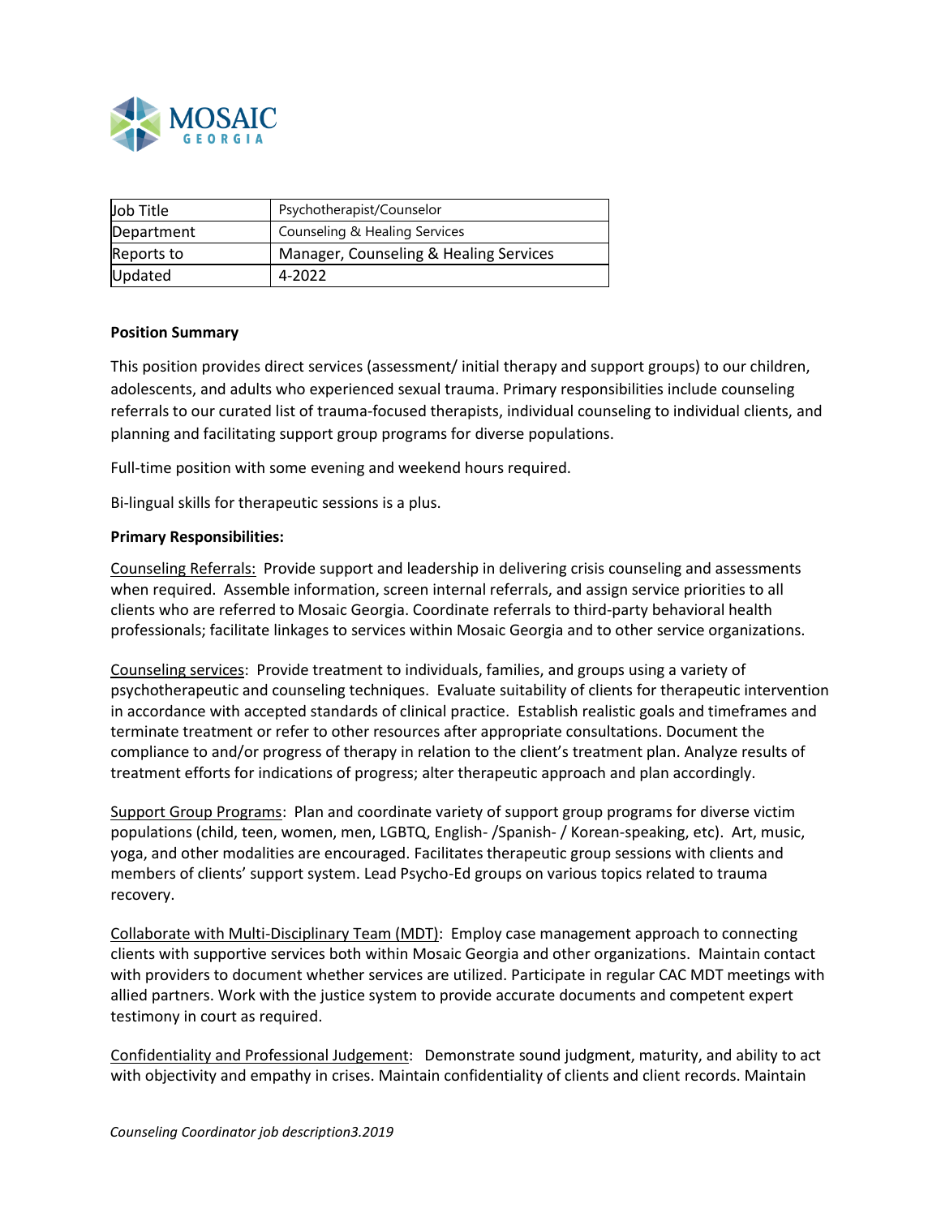MOSAIC GEORGIA

| Job Title | Psychotherapist/Counselor |
| --- | --- |
| Department | Counseling & Healing Services |
| Reports to | Manager, Counseling & Healing Services |
| Updated | 4-2022 |

**Position Summary**

This position provides direct services (assessment/ initial therapy and support groups) to our children, adolescents, and adults who experienced sexual trauma. Primary responsibilities include counseling referrals to our curated list of trauma-focused therapists, individual counseling to individual clients, and planning and facilitating support group programs for diverse populations.

Full-time position with some evening and weekend hours required.

Bi-lingual skills for therapeutic sessions is a plus.

**Primary Responsibilities:**

Counseling Referrals: Provide support and leadership in delivering crisis counseling and assessments when required. Assemble information, screen internal referrals, and assign service priorities to all clients who are referred to Mosaic Georgia. Coordinate referrals to third-party behavioral health professionals; facilitate linkages to services within Mosaic Georgia and to other service organizations.

Counseling services: Provide treatment to individuals, families, and groups using a variety of psychotherapeutic and counseling techniques. Evaluate suitability of clients for therapeutic intervention in accordance with accepted standards of clinical practice. Establish realistic goals and timeframes and terminate treatment or refer to other resources after appropriate consultations. Document the compliance to and/or progress of therapy in relation to the client's treatment plan. Analyze results of treatment efforts for indications of progress; alter therapeutic approach and plan accordingly.

Support Group Programs: Plan and coordinate variety of support group programs for diverse victim populations (child, teen, women, men, LGBTQ, English- /Spanish- / Korean-speaking, etc). Art, music, yoga, and other modalities are encouraged. Facilitates therapeutic group sessions with clients and members of clients' support system. Lead Psycho-Ed groups on various topics related to trauma recovery.

Collaborate with Multi-Disciplinary Team (MDT): Employ case management approach to connecting clients with supportive services both within Mosaic Georgia and other organizations. Maintain contact with providers to document whether services are utilized. Participate in regular CAC MDT meetings with allied partners. Work with the justice system to provide accurate documents and competent expert testimony in court as required.

Confidentiality and Professional Judgement: Demonstrate sound judgment, maturity, and ability to act with objectivity and empathy in crises. Maintain confidentiality of clients and client records. Maintain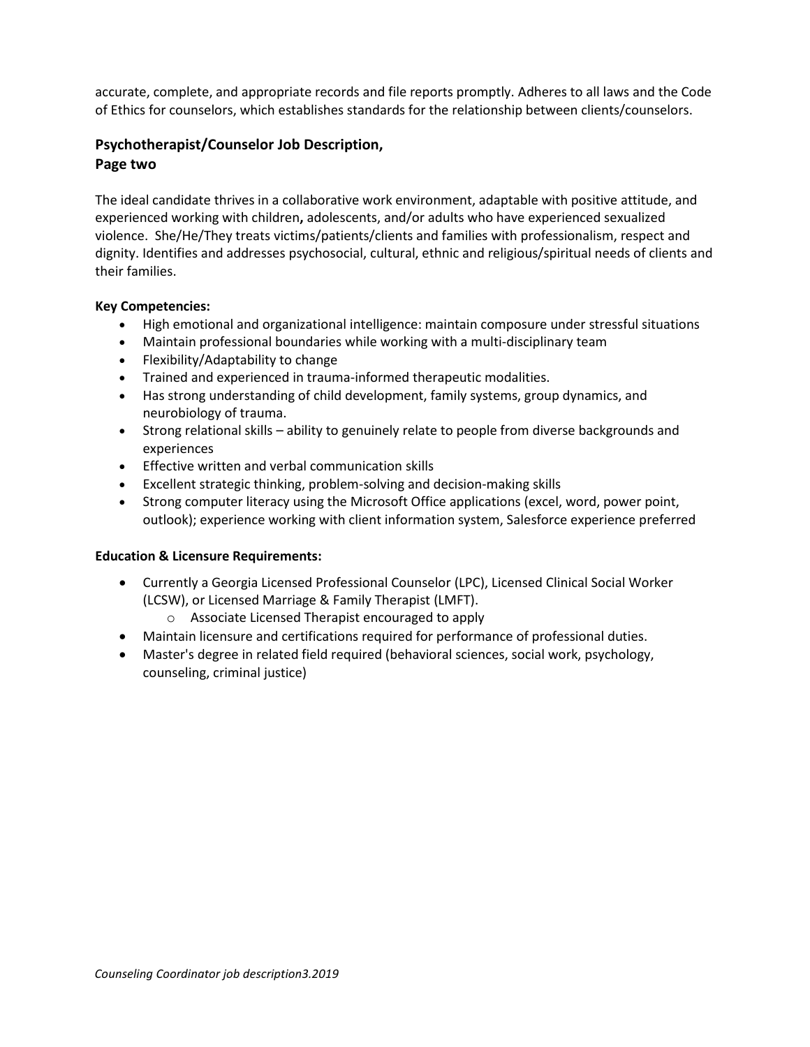accurate, complete, and appropriate records and file reports promptly. Adheres to all laws and the Code of Ethics for counselors, which establishes standards for the relationship between clients/counselors.

### Psychotherapist/Counselor Job Description,
### Page two

The ideal candidate thrives in a collaborative work environment, adaptable with positive attitude, and experienced working with children**,** adolescents, and/or adults who have experienced sexualized violence. She/He/They treats victims/patients/clients and families with professionalism, respect and dignity. Identifies and addresses psychosocial, cultural, ethnic and religious/spiritual needs of clients and their families.

**Key Competencies:**

- High emotional and organizational intelligence: maintain composure under stressful situations
- Maintain professional boundaries while working with a multi-disciplinary team
- Flexibility/Adaptability to change
- Trained and experienced in trauma-informed therapeutic modalities.
- Has strong understanding of child development, family systems, group dynamics, and neurobiology of trauma.
- Strong relational skills – ability to genuinely relate to people from diverse backgrounds and experiences
- Effective written and verbal communication skills
- Excellent strategic thinking, problem-solving and decision-making skills
- Strong computer literacy using the Microsoft Office applications (excel, word, power point, outlook); experience working with client information system, Salesforce experience preferred

**Education & Licensure Requirements:**

- Currently a Georgia Licensed Professional Counselor (LPC), Licensed Clinical Social Worker (LCSW), or Licensed Marriage & Family Therapist (LMFT).
    - Associate Licensed Therapist encouraged to apply
- Maintain licensure and certifications required for performance of professional duties.
- Master's degree in related field required (behavioral sciences, social work, psychology, counseling, criminal justice)

*Counseling Coordinator job description3.2019*